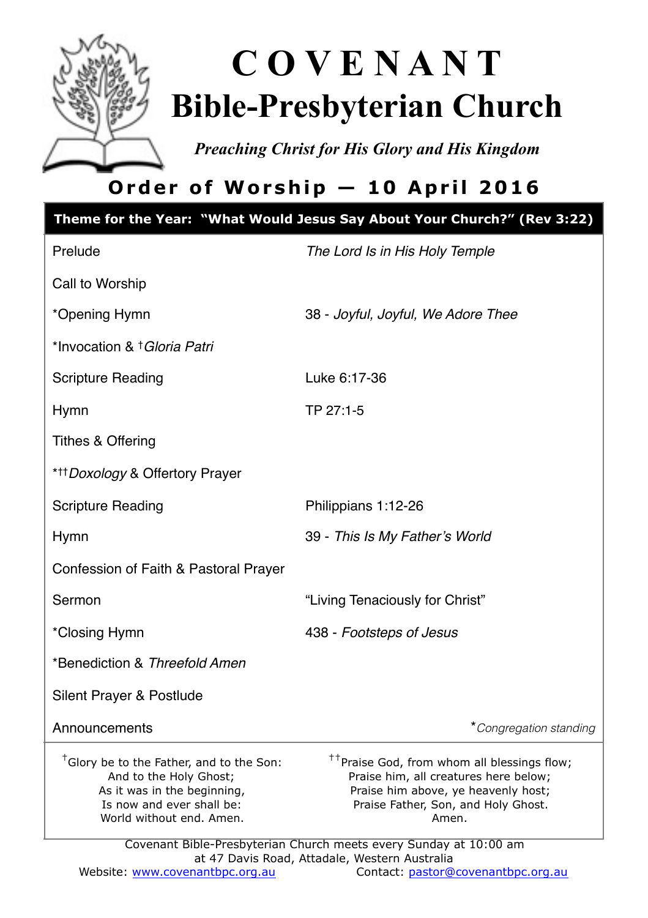# COVENANT Bible-Presbyterian Church

*Preaching Christ for His Glory and His Kingdom*

## Order of Worship — 10 April 2016

**Theme for the Year: "What Would Jesus Say About Your Church?" (Rev 3:22)**

| | |
|---|---|
| Prelude | *The Lord Is in His Holy Temple* |
| Call to Worship | |
| *Opening Hymn | 38 - *Joyful, Joyful, We Adore Thee* |
| *Invocation & †*Gloria Patri* | |
| Scripture Reading | Luke 6:17-36 |
| Hymn | TP 27:1-5 |
| Tithes & Offering | |
| *††*Doxology* & Offertory Prayer | |
| Scripture Reading | Philippians 1:12-26 |
| Hymn | 39 - *This Is My Father's World* |
| Confession of Faith & Pastoral Prayer | |
| Sermon | "Living Tenaciously for Christ" |
| *Closing Hymn | 438 - *Footsteps of Jesus* |
| *Benediction & *Threefold Amen* | |
| Silent Prayer & Postlude | |
| Announcements | **Congregation standing* |

†Glory be to the Father, and to the Son:
And to the Holy Ghost;
As it was in the beginning,
Is now and ever shall be:
World without end. Amen.

††Praise God, from whom all blessings flow;
Praise him, all creatures here below;
Praise him above, ye heavenly host;
Praise Father, Son, and Holy Ghost.
Amen.

Covenant Bible-Presbyterian Church meets every Sunday at 10:00 am at 47 Davis Road, Attadale, Western Australia

Website: www.covenantbpc.org.au  Contact: pastor@covenantbpc.org.au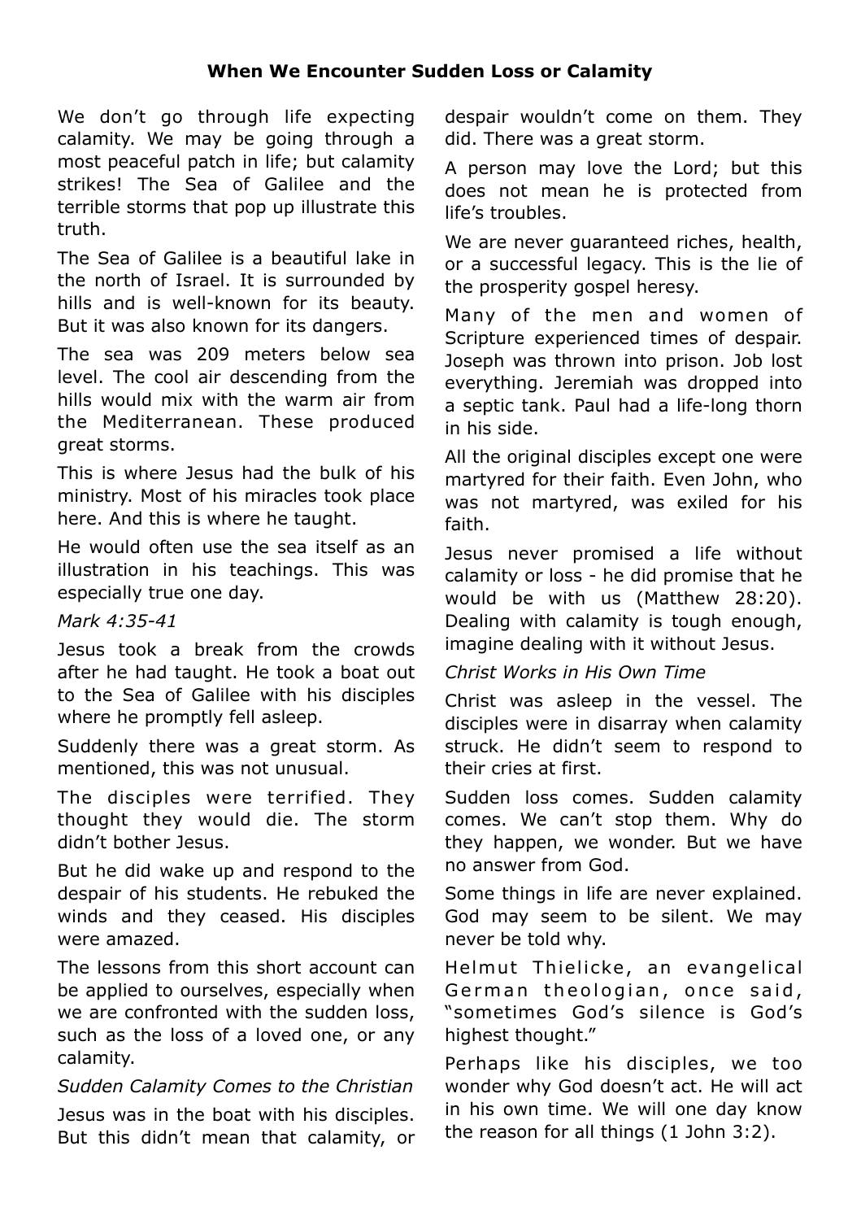## When We Encounter Sudden Loss or Calamity

We don't go through life expecting calamity. We may be going through a most peaceful patch in life; but calamity strikes! The Sea of Galilee and the terrible storms that pop up illustrate this truth.

The Sea of Galilee is a beautiful lake in the north of Israel. It is surrounded by hills and is well-known for its beauty. But it was also known for its dangers.

The sea was 209 meters below sea level. The cool air descending from the hills would mix with the warm air from the Mediterranean. These produced great storms.

This is where Jesus had the bulk of his ministry. Most of his miracles took place here. And this is where he taught.

He would often use the sea itself as an illustration in his teachings. This was especially true one day.

*Mark 4:35-41*

Jesus took a break from the crowds after he had taught. He took a boat out to the Sea of Galilee with his disciples where he promptly fell asleep.

Suddenly there was a great storm. As mentioned, this was not unusual.

The disciples were terrified. They thought they would die. The storm didn't bother Jesus.

But he did wake up and respond to the despair of his students. He rebuked the winds and they ceased. His disciples were amazed.

The lessons from this short account can be applied to ourselves, especially when we are confronted with the sudden loss, such as the loss of a loved one, or any calamity.

*Sudden Calamity Comes to the Christian*

Jesus was in the boat with his disciples. But this didn't mean that calamity, or despair wouldn't come on them. They did. There was a great storm.

A person may love the Lord; but this does not mean he is protected from life's troubles.

We are never guaranteed riches, health, or a successful legacy. This is the lie of the prosperity gospel heresy.

Many of the men and women of Scripture experienced times of despair. Joseph was thrown into prison. Job lost everything. Jeremiah was dropped into a septic tank. Paul had a life-long thorn in his side.

All the original disciples except one were martyred for their faith. Even John, who was not martyred, was exiled for his faith.

Jesus never promised a life without calamity or loss - he did promise that he would be with us (Matthew 28:20). Dealing with calamity is tough enough, imagine dealing with it without Jesus.

*Christ Works in His Own Time*

Christ was asleep in the vessel. The disciples were in disarray when calamity struck. He didn't seem to respond to their cries at first.

Sudden loss comes. Sudden calamity comes. We can't stop them. Why do they happen, we wonder. But we have no answer from God.

Some things in life are never explained. God may seem to be silent. We may never be told why.

Helmut Thielicke, an evangelical German theologian, once said, "sometimes God's silence is God's highest thought."

Perhaps like his disciples, we too wonder why God doesn't act. He will act in his own time. We will one day know the reason for all things (1 John 3:2).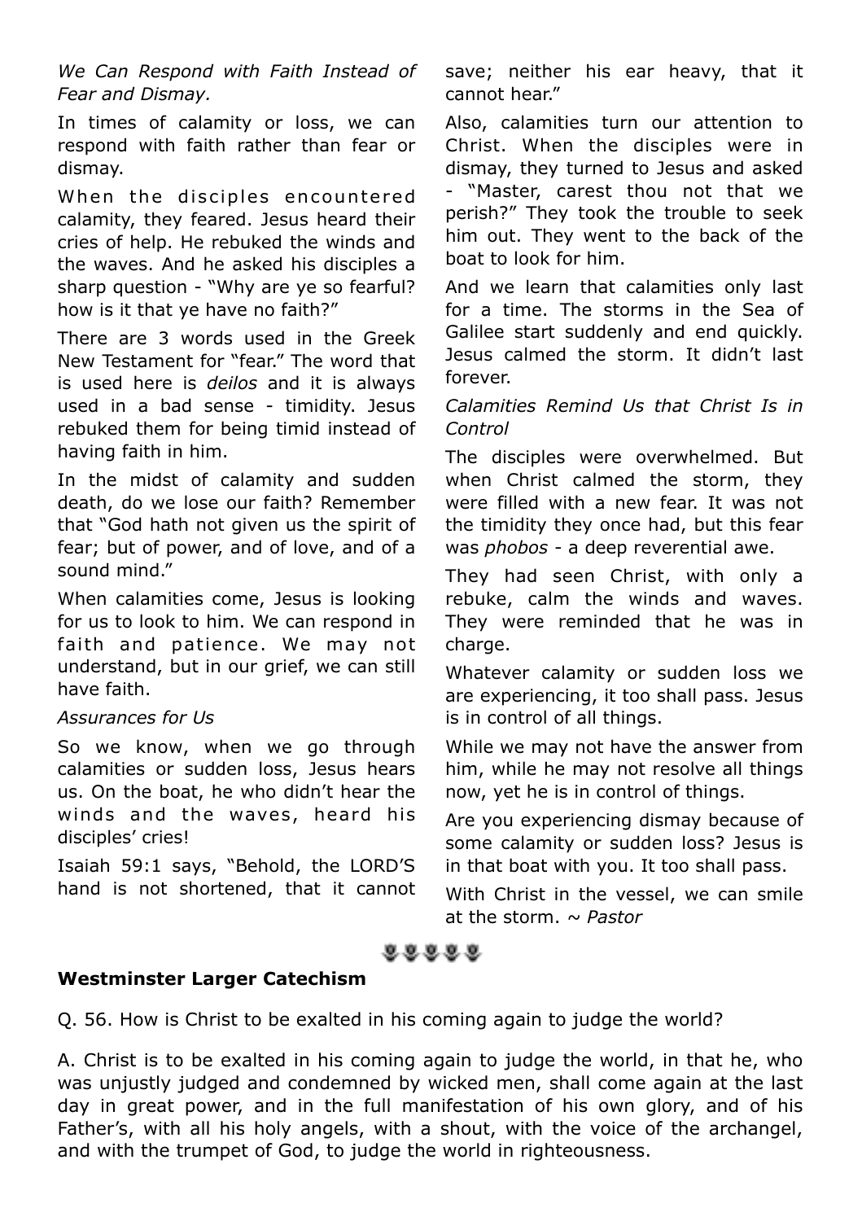*We Can Respond with Faith Instead of Fear and Dismay.*

In times of calamity or loss, we can respond with faith rather than fear or dismay.

When the disciples encountered calamity, they feared. Jesus heard their cries of help. He rebuked the winds and the waves. And he asked his disciples a sharp question - "Why are ye so fearful? how is it that ye have no faith?"

There are 3 words used in the Greek New Testament for "fear." The word that is used here is *deilos* and it is always used in a bad sense - timidity. Jesus rebuked them for being timid instead of having faith in him.

In the midst of calamity and sudden death, do we lose our faith? Remember that "God hath not given us the spirit of fear; but of power, and of love, and of a sound mind."

When calamities come, Jesus is looking for us to look to him. We can respond in faith and patience. We may not understand, but in our grief, we can still have faith.

*Assurances for Us*

So we know, when we go through calamities or sudden loss, Jesus hears us. On the boat, he who didn't hear the winds and the waves, heard his disciples' cries!

Isaiah 59:1 says, "Behold, the LORD'S hand is not shortened, that it cannot save; neither his ear heavy, that it cannot hear."

Also, calamities turn our attention to Christ. When the disciples were in dismay, they turned to Jesus and asked - "Master, carest thou not that we perish?" They took the trouble to seek him out. They went to the back of the boat to look for him.

And we learn that calamities only last for a time. The storms in the Sea of Galilee start suddenly and end quickly. Jesus calmed the storm. It didn't last forever.

*Calamities Remind Us that Christ Is in Control*

The disciples were overwhelmed. But when Christ calmed the storm, they were filled with a new fear. It was not the timidity they once had, but this fear was *phobos* - a deep reverential awe.

They had seen Christ, with only a rebuke, calm the winds and waves. They were reminded that he was in charge.

Whatever calamity or sudden loss we are experiencing, it too shall pass. Jesus is in control of all things.

While we may not have the answer from him, while he may not resolve all things now, yet he is in control of things.

Are you experiencing dismay because of some calamity or sudden loss? Jesus is in that boat with you. It too shall pass.

With Christ in the vessel, we can smile at the storm. ~ *Pastor*

**Westminster Larger Catechism**

Q. 56. How is Christ to be exalted in his coming again to judge the world?

A. Christ is to be exalted in his coming again to judge the world, in that he, who was unjustly judged and condemned by wicked men, shall come again at the last day in great power, and in the full manifestation of his own glory, and of his Father's, with all his holy angels, with a shout, with the voice of the archangel, and with the trumpet of God, to judge the world in righteousness.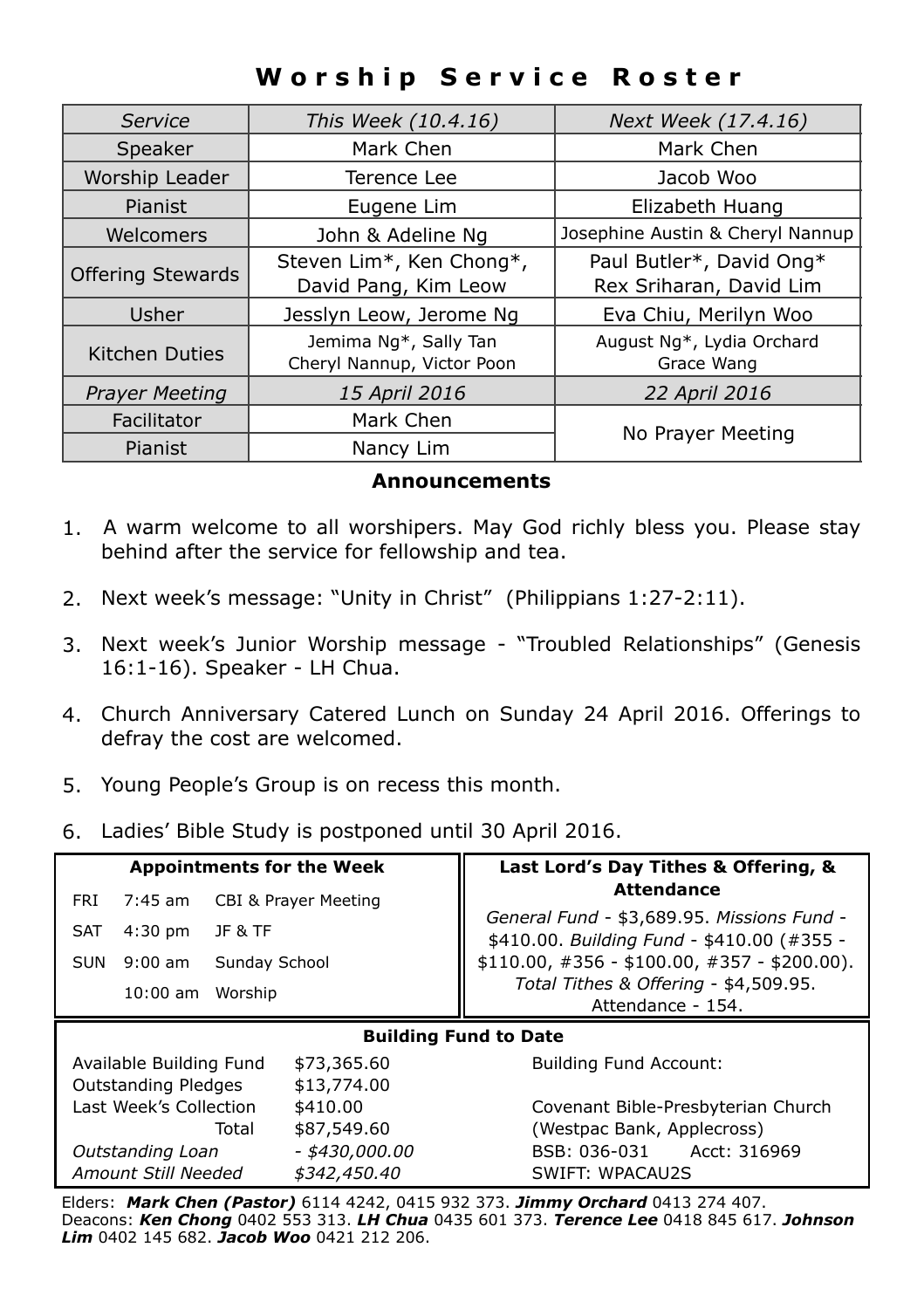# Worship Service Roster

| *Service* | *This Week (10.4.16)* | *Next Week (17.4.16)* |
|---|---|---|
| Speaker | Mark Chen | Mark Chen |
| Worship Leader | Terence Lee | Jacob Woo |
| Pianist | Eugene Lim | Elizabeth Huang |
| Welcomers | John & Adeline Ng | Josephine Austin & Cheryl Nannup |
| Offering Stewards | Steven Lim*, Ken Chong*, David Pang, Kim Leow | Paul Butler*, David Ong* Rex Sriharan, David Lim |
| Usher | Jesslyn Leow, Jerome Ng | Eva Chiu, Merilyn Woo |
| Kitchen Duties | Jemima Ng*, Sally Tan Cheryl Nannup, Victor Poon | August Ng*, Lydia Orchard Grace Wang |
| *Prayer Meeting* | *15 April 2016* | *22 April 2016* |
| Facilitator | Mark Chen | No Prayer Meeting |
| Pianist | Nancy Lim | |

## Announcements

1. A warm welcome to all worshipers. May God richly bless you. Please stay behind after the service for fellowship and tea.
2. Next week's message: "Unity in Christ" (Philippians 1:27-2:11).
3. Next week's Junior Worship message - "Troubled Relationships" (Genesis 16:1-16). Speaker - LH Chua.
4. Church Anniversary Catered Lunch on Sunday 24 April 2016. Offerings to defray the cost are welcomed.
5. Young People's Group is on recess this month.
6. Ladies' Bible Study is postponed until 30 April 2016.

**Appointments for the Week**

| | | |
|---|---|---|
| FRI | 7:45 am | CBI & Prayer Meeting |
| SAT | 4:30 pm | JF & TF |
| SUN | 9:00 am | Sunday School |
| | 10:00 am | Worship |

**Last Lord's Day Tithes & Offering, & Attendance**

*General Fund* - $3,689.95. *Missions Fund* - $410.00. *Building Fund* - $410.00 (#355 - $110.00, #356 - $100.00, #357 - $200.00). *Total Tithes & Offering* - $4,509.95. Attendance - 154.

**Building Fund to Date**

| | |
|---|---|
| Available Building Fund | $73,365.60 |
| Outstanding Pledges | $13,774.00 |
| Last Week's Collection | $410.00 |
| Total | $87,549.60 |
| *Outstanding Loan* | *- $430,000.00* |
| *Amount Still Needed* | *$342,450.40* |

Building Fund Account:

Covenant Bible-Presbyterian Church
(Westpac Bank, Applecross)
BSB: 036-031 Acct: 316969
SWIFT: WPACAU2S

Elders: ***Mark Chen (Pastor)*** 6114 4242, 0415 932 373. ***Jimmy Orchard*** 0413 274 407.
Deacons: ***Ken Chong*** 0402 553 313. ***LH Chua*** 0435 601 373. ***Terence Lee*** 0418 845 617. ***Johnson Lim*** 0402 145 682. ***Jacob Woo*** 0421 212 206.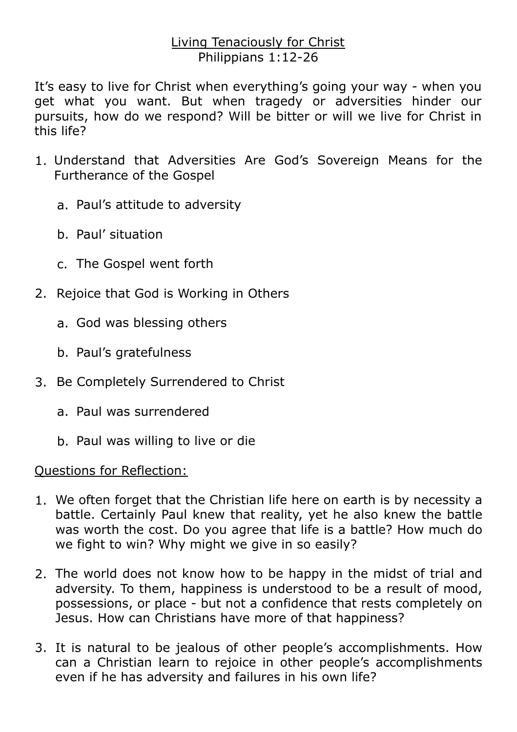# Living Tenaciously for Christ

## Philippians 1:12-26

It's easy to live for Christ when everything's going your way - when you get what you want. But when tragedy or adversities hinder our pursuits, how do we respond? Will be bitter or will we live for Christ in this life?

1. Understand that Adversities Are God's Sovereign Means for the Furtherance of the Gospel
    a. Paul's attitude to adversity
    b. Paul' situation
    c. The Gospel went forth
2. Rejoice that God is Working in Others
    a. God was blessing others
    b. Paul's gratefulness
3. Be Completely Surrendered to Christ
    a. Paul was surrendered
    b. Paul was willing to live or die

Questions for Reflection:

1. We often forget that the Christian life here on earth is by necessity a battle. Certainly Paul knew that reality, yet he also knew the battle was worth the cost. Do you agree that life is a battle? How much do we fight to win? Why might we give in so easily?
2. The world does not know how to be happy in the midst of trial and adversity. To them, happiness is understood to be a result of mood, possessions, or place - but not a confidence that rests completely on Jesus. How can Christians have more of that happiness?
3. It is natural to be jealous of other people's accomplishments. How can a Christian learn to rejoice in other people's accomplishments even if he has adversity and failures in his own life?